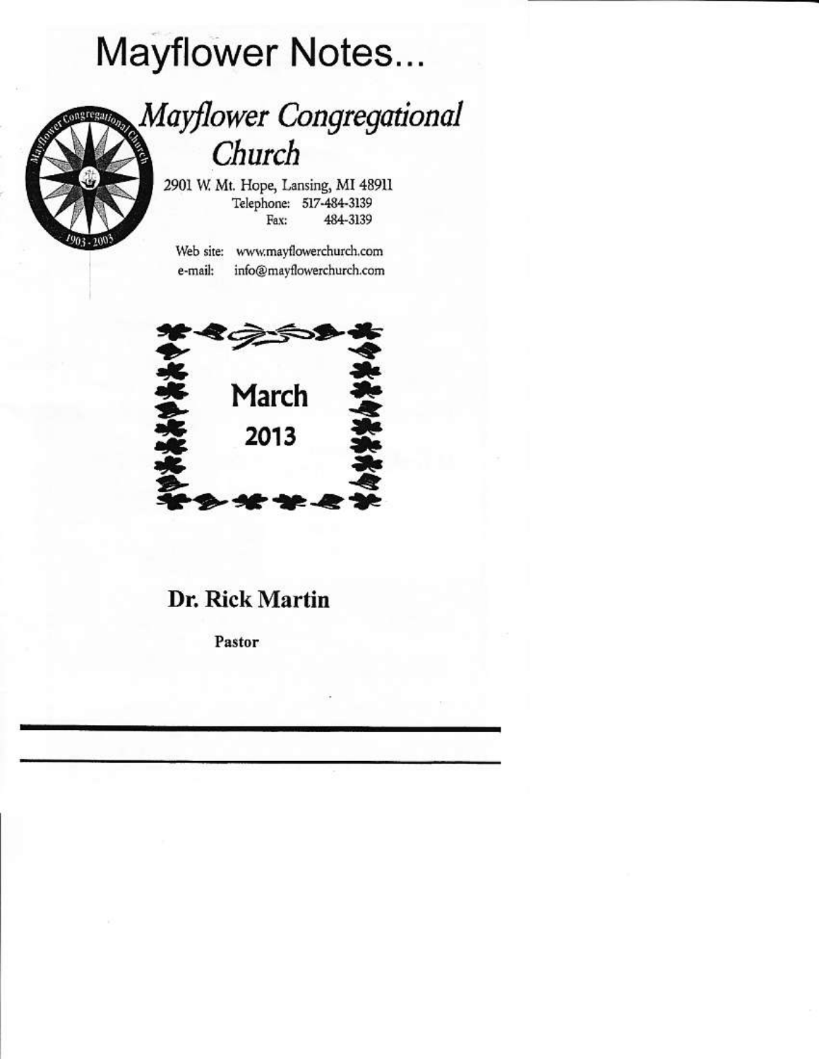# Mayflower Notes...

## *Mayflower Congregational Church*

2901 W. Mt. Hope, Lansing, MI 48911
Telephone: 517-484-3139
Fax: 484-3139

Web site: www.mayflowerchurch.com
e-mail: info@mayflowerchurch.com

March
2013

**Dr. Rick Martin**

**Pastor**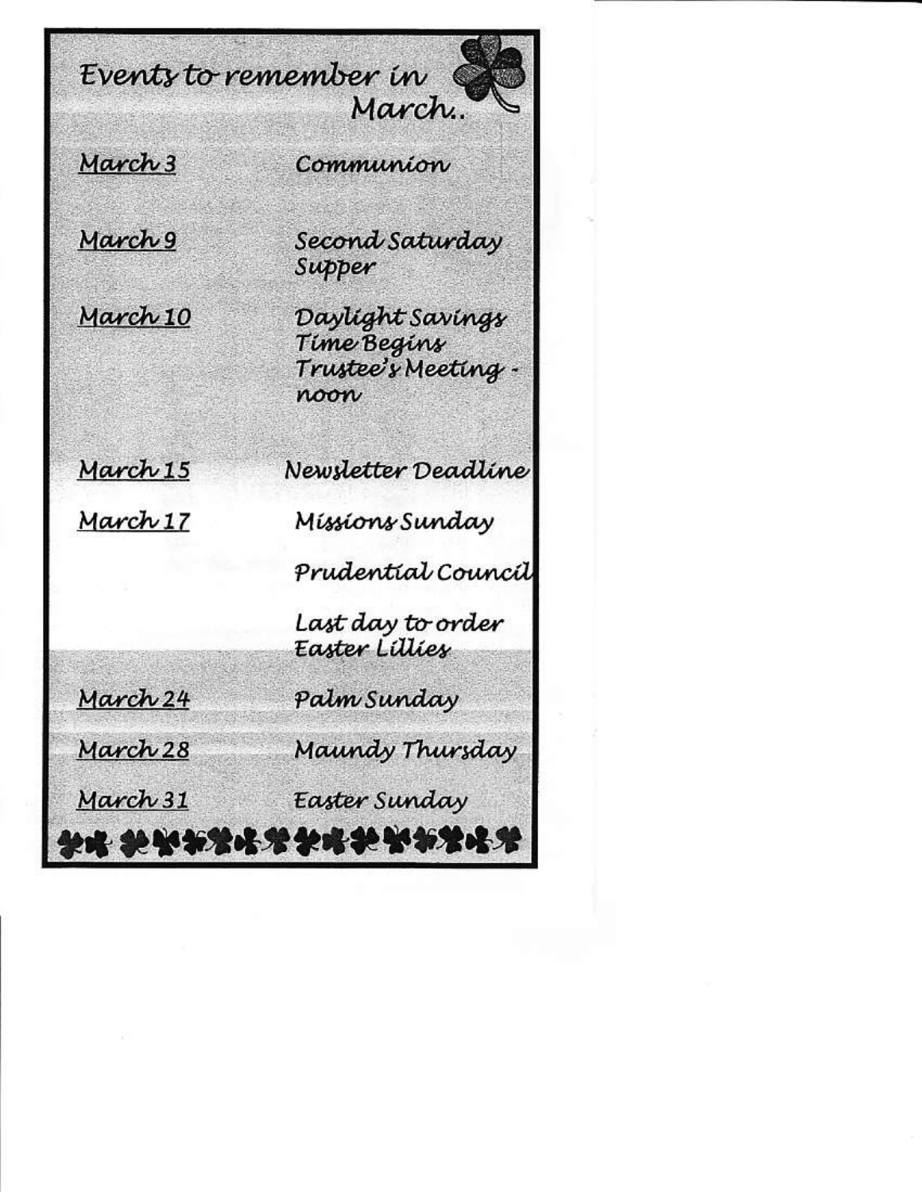## Events to remember in March..

| | |
|---|---|
| March 3 | Communion |
| March 9 | Second Saturday Supper |
| March 10 | Daylight Savings Time Begins<br>Trustee's Meeting - noon |
| March 15 | Newsletter Deadline |
| March 17 | Missions Sunday<br>Prudential Council<br>Last day to order Easter Lillies |
| March 24 | Palm Sunday |
| March 28 | Maundy Thursday |
| March 31 | Easter Sunday |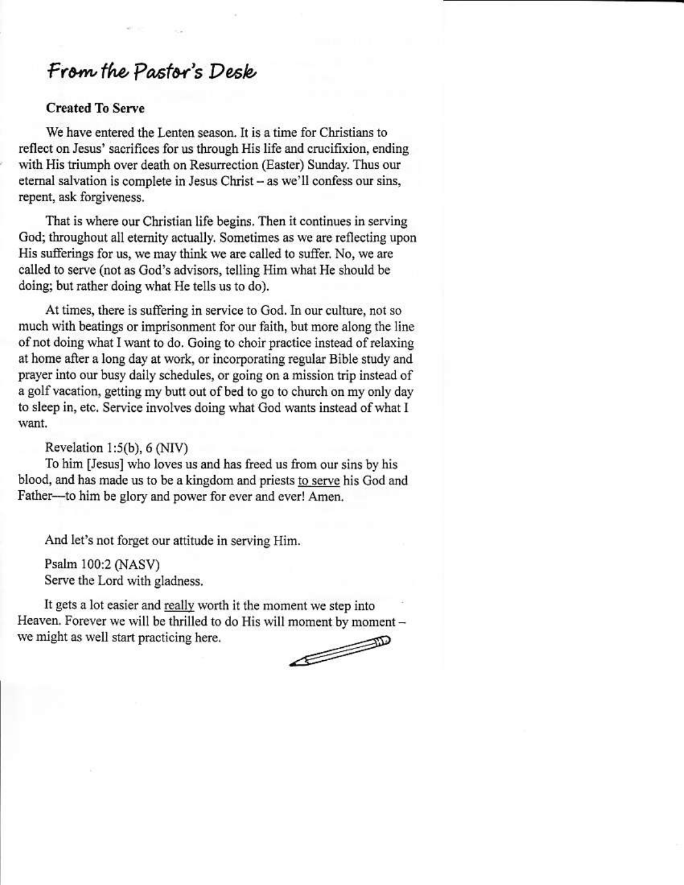# From the Pastor's Desk

**Created To Serve**

We have entered the Lenten season. It is a time for Christians to reflect on Jesus' sacrifices for us through His life and crucifixion, ending with His triumph over death on Resurrection (Easter) Sunday. Thus our eternal salvation is complete in Jesus Christ – as we'll confess our sins, repent, ask forgiveness.

That is where our Christian life begins. Then it continues in serving God; throughout all eternity actually. Sometimes as we are reflecting upon His sufferings for us, we may think we are called to suffer. No, we are called to serve (not as God's advisors, telling Him what He should be doing; but rather doing what He tells us to do).

At times, there is suffering in service to God. In our culture, not so much with beatings or imprisonment for our faith, but more along the line of not doing what I want to do. Going to choir practice instead of relaxing at home after a long day at work, or incorporating regular Bible study and prayer into our busy daily schedules, or going on a mission trip instead of a golf vacation, getting my butt out of bed to go to church on my only day to sleep in, etc. Service involves doing what God wants instead of what I want.

Revelation 1:5(b), 6 (NIV)
To him [Jesus] who loves us and has freed us from our sins by his blood, and has made us to be a kingdom and priests <u>to serve</u> his God and Father—to him be glory and power for ever and ever! Amen.

And let's not forget our attitude in serving Him.

Psalm 100:2 (NASV)
Serve the Lord with gladness.

It gets a lot easier and <u>really</u> worth it the moment we step into Heaven. Forever we will be thrilled to do His will moment by moment – we might as well start practicing here.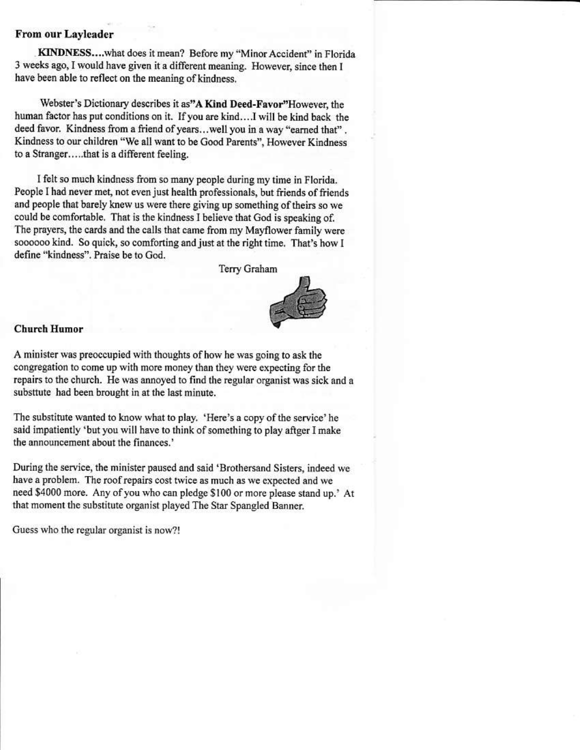## From our Layleader

**KINDNESS....**what does it mean? Before my "Minor Accident" in Florida 3 weeks ago, I would have given it a different meaning. However, since then I have been able to reflect on the meaning of kindness.

Webster's Dictionary describes it as"**A Kind Deed-Favor**"However, the human factor has put conditions on it. If you are kind....I will be kind back the deed favor. Kindness from a friend of years...well you in a way "earned that". Kindness to our children "We all want to be Good Parents", However Kindness to a Stranger.....that is a different feeling.

I felt so much kindness from so many people during my time in Florida. People I had never met, not even just health professionals, but friends of friends and people that barely knew us were there giving up something of theirs so we could be comfortable. That is the kindness I believe that God is speaking of. The prayers, the cards and the calls that came from my Mayflower family were soooooo kind. So quick, so comforting and just at the right time. That's how I define "kindness". Praise be to God.

Terry Graham

## Church Humor

A minister was preoccupied with thoughts of how he was going to ask the congregation to come up with more money than they were expecting for the repairs to the church. He was annoyed to find the regular organist was sick and a substtute had been brought in at the last minute.

The substitute wanted to know what to play. 'Here's a copy of the service' he said impatiently 'but you will have to think of something to play aftger I make the announcement about the finances.'

During the service, the minister paused and said 'Brothersand Sisters, indeed we have a problem. The roof repairs cost twice as much as we expected and we need $4000 more. Any of you who can pledge $100 or more please stand up.' At that moment the substitute organist played The Star Spangled Banner.

Guess who the regular organist is now?!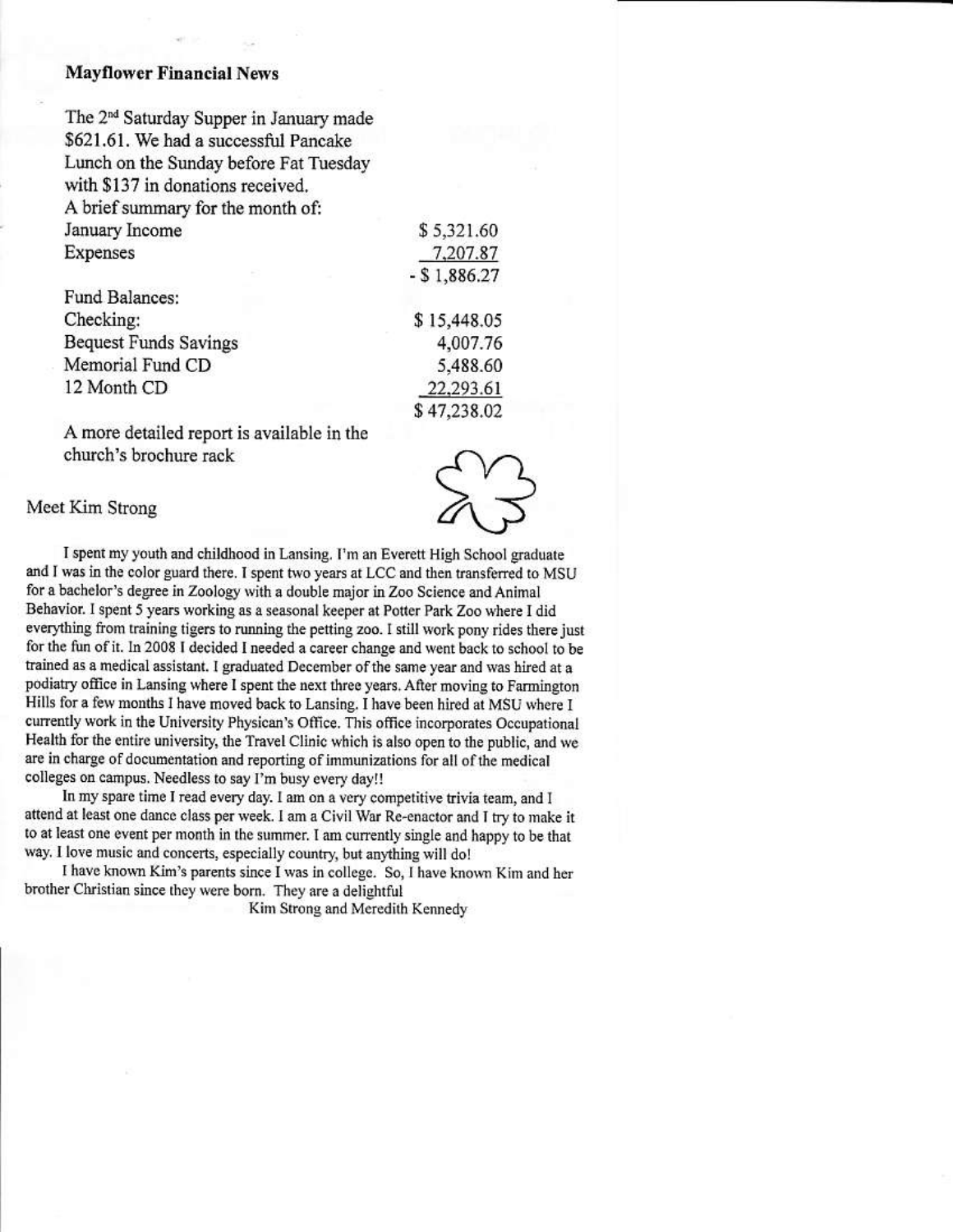**Mayflower Financial News**

The 2nd Saturday Supper in January made $621.61. We had a successful Pancake Lunch on the Sunday before Fat Tuesday with $137 in donations received.

A brief summary for the month of:

| | |
|---|---|
| January Income | $ 5,321.60 |
| Expenses | 7,207.87 |
| | - $ 1,886.27 |

| | |
|---|---|
| Fund Balances: | |
| Checking: | $ 15,448.05 |
| Bequest Funds Savings | 4,007.76 |
| Memorial Fund CD | 5,488.60 |
| 12 Month CD | 22,293.61 |
| | $ 47,238.02 |

A more detailed report is available in the church's brochure rack

Meet Kim Strong

I spent my youth and childhood in Lansing. I'm an Everett High School graduate and I was in the color guard there. I spent two years at LCC and then transferred to MSU for a bachelor's degree in Zoology with a double major in Zoo Science and Animal Behavior. I spent 5 years working as a seasonal keeper at Potter Park Zoo where I did everything from training tigers to running the petting zoo. I still work pony rides there just for the fun of it. In 2008 I decided I needed a career change and went back to school to be trained as a medical assistant. I graduated December of the same year and was hired at a podiatry office in Lansing where I spent the next three years. After moving to Farmington Hills for a few months I have moved back to Lansing. I have been hired at MSU where I currently work in the University Physican's Office. This office incorporates Occupational Health for the entire university, the Travel Clinic which is also open to the public, and we are in charge of documentation and reporting of immunizations for all of the medical colleges on campus. Needless to say I'm busy every day!!

In my spare time I read every day. I am on a very competitive trivia team, and I attend at least one dance class per week. I am a Civil War Re-enactor and I try to make it to at least one event per month in the summer. I am currently single and happy to be that way. I love music and concerts, especially country, but anything will do!

I have known Kim's parents since I was in college. So, I have known Kim and her brother Christian since they were born. They are a delightful

Kim Strong and Meredith Kennedy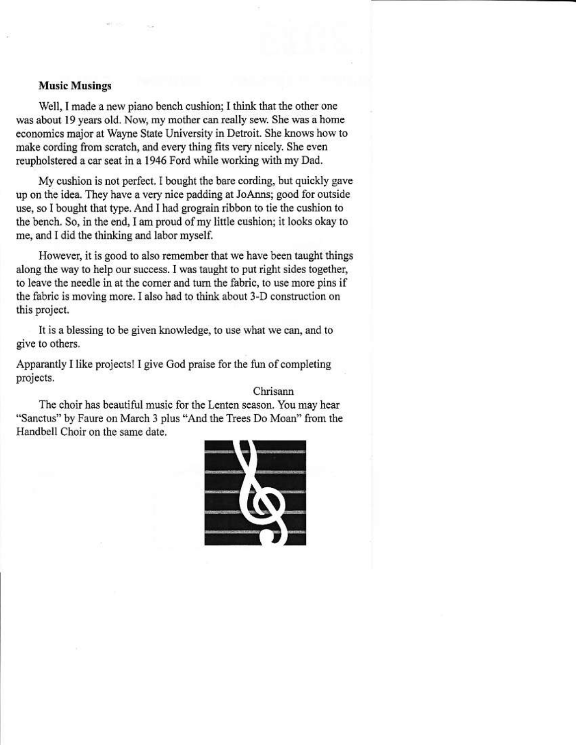**Music Musings**

Well, I made a new piano bench cushion; I think that the other one was about 19 years old. Now, my mother can really sew. She was a home economics major at Wayne State University in Detroit. She knows how to make cording from scratch, and every thing fits very nicely. She even reupholstered a car seat in a 1946 Ford while working with my Dad.

My cushion is not perfect. I bought the bare cording, but quickly gave up on the idea. They have a very nice padding at JoAnns; good for outside use, so I bought that type. And I had grograin ribbon to tie the cushion to the bench. So, in the end, I am proud of my little cushion; it looks okay to me, and I did the thinking and labor myself.

However, it is good to also remember that we have been taught things along the way to help our success. I was taught to put right sides together, to leave the needle in at the corner and turn the fabric, to use more pins if the fabric is moving more. I also had to think about 3-D construction on this project.

It is a blessing to be given knowledge, to use what we can, and to give to others.

Apparently I like projects! I give God praise for the fun of completing projects.

Chrisann

The choir has beautiful music for the Lenten season. You may hear "Sanctus" by Faure on March 3 plus "And the Trees Do Moan" from the Handbell Choir on the same date.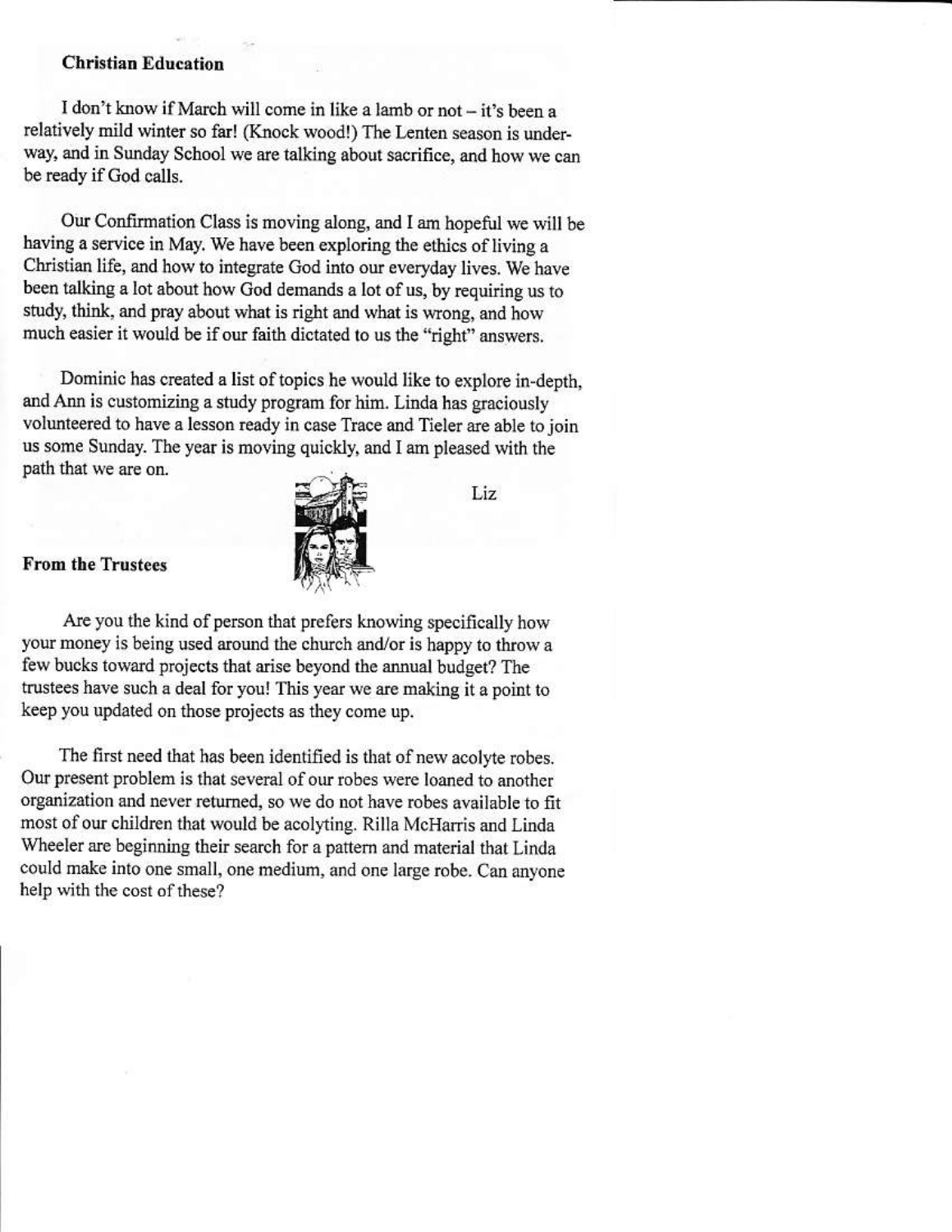**Christian Education**

I don't know if March will come in like a lamb or not – it's been a relatively mild winter so far! (Knock wood!) The Lenten season is underway, and in Sunday School we are talking about sacrifice, and how we can be ready if God calls.

Our Confirmation Class is moving along, and I am hopeful we will be having a service in May. We have been exploring the ethics of living a Christian life, and how to integrate God into our everyday lives. We have been talking a lot about how God demands a lot of us, by requiring us to study, think, and pray about what is right and what is wrong, and how much easier it would be if our faith dictated to us the "right" answers.

Dominic has created a list of topics he would like to explore in-depth, and Ann is customizing a study program for him. Linda has graciously volunteered to have a lesson ready in case Trace and Tieler are able to join us some Sunday. The year is moving quickly, and I am pleased with the path that we are on.

Liz

**From the Trustees**

Are you the kind of person that prefers knowing specifically how your money is being used around the church and/or is happy to throw a few bucks toward projects that arise beyond the annual budget? The trustees have such a deal for you! This year we are making it a point to keep you updated on those projects as they come up.

The first need that has been identified is that of new acolyte robes. Our present problem is that several of our robes were loaned to another organization and never returned, so we do not have robes available to fit most of our children that would be acolyting. Rilla McHarris and Linda Wheeler are beginning their search for a pattern and material that Linda could make into one small, one medium, and one large robe. Can anyone help with the cost of these?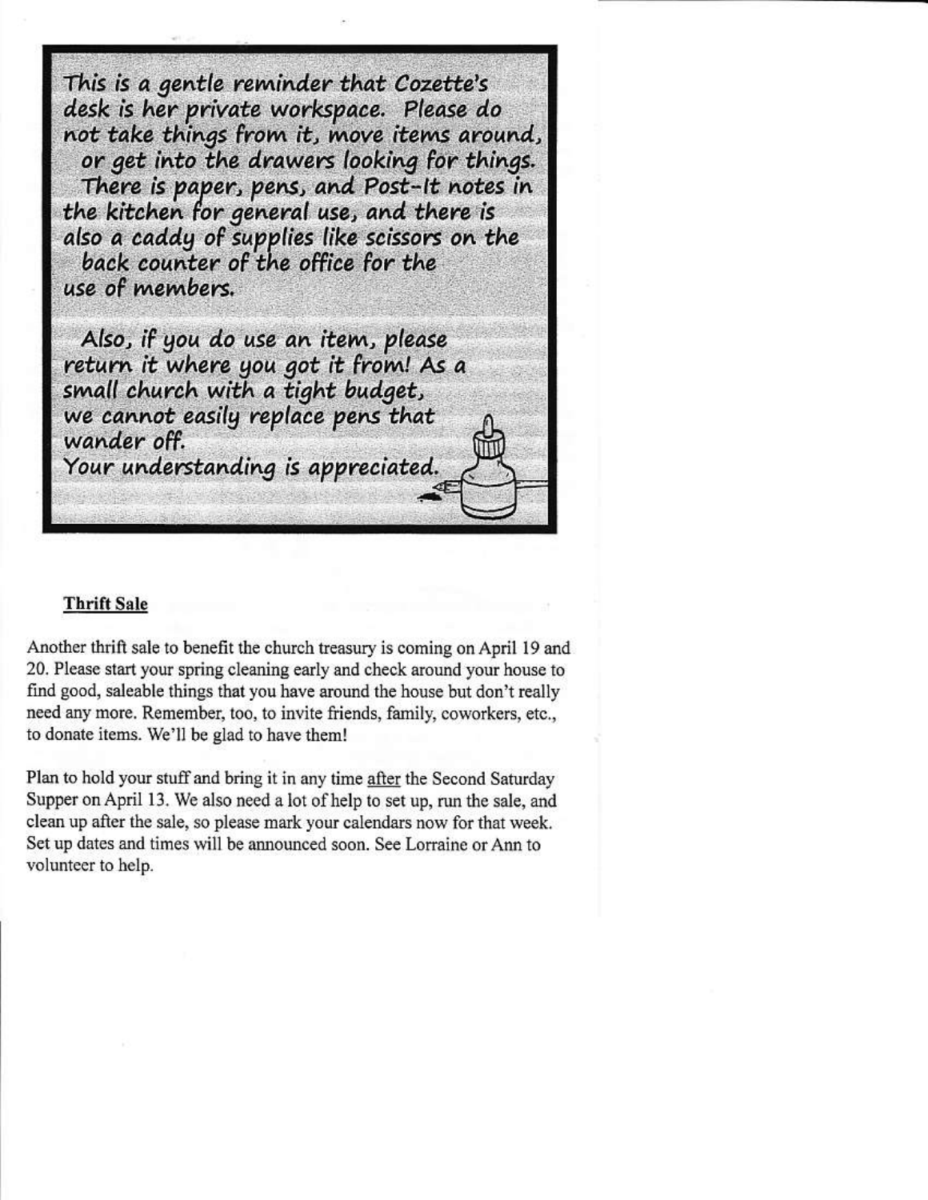This is a gentle reminder that Cozette's desk is her private workspace. Please do not take things from it, move items around, or get into the drawers looking for things. There is paper, pens, and Post-It notes in the kitchen for general use, and there is also a caddy of supplies like scissors on the back counter of the office for the use of members.

Also, if you do use an item, please return it where you got it from! As a small church with a tight budget, we cannot easily replace pens that wander off.
Your understanding is appreciated.

## Thrift Sale

Another thrift sale to benefit the church treasury is coming on April 19 and 20. Please start your spring cleaning early and check around your house to find good, saleable things that you have around the house but don't really need any more. Remember, too, to invite friends, family, coworkers, etc., to donate items. We'll be glad to have them!

Plan to hold your stuff and bring it in any time <u>after</u> the Second Saturday Supper on April 13. We also need a lot of help to set up, run the sale, and clean up after the sale, so please mark your calendars now for that week. Set up dates and times will be announced soon. See Lorraine or Ann to volunteer to help.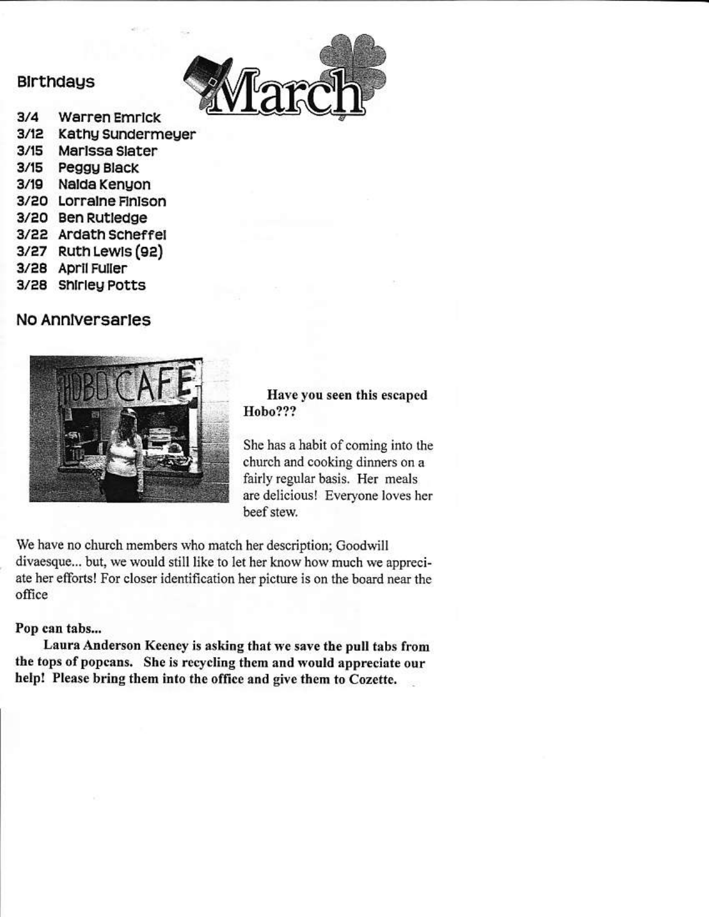## Birthdays

March

3/4 Warren Emrick
3/12 Kathy Sundermeyer
3/15 Marissa Slater
3/15 Peggy Black
3/19 Nalda Kenyon
3/20 Lorraine Finlson
3/20 Ben Rutledge
3/22 Ardath Scheffel
3/27 Ruth Lewis (92)
3/28 April Fuller
3/28 Shirley Potts

## No Anniversaries

**Have you seen this escaped Hobo???**

She has a habit of coming into the church and cooking dinners on a fairly regular basis. Her meals are delicious! Everyone loves her beef stew.

We have no church members who match her description; Goodwill divaesque... but, we would still like to let her know how much we appreciate her efforts! For closer identification her picture is on the board near the office

**Pop can tabs...**

**Laura Anderson Keeney is asking that we save the pull tabs from the tops of popcans. She is recycling them and would appreciate our help! Please bring them into the office and give them to Cozette.**